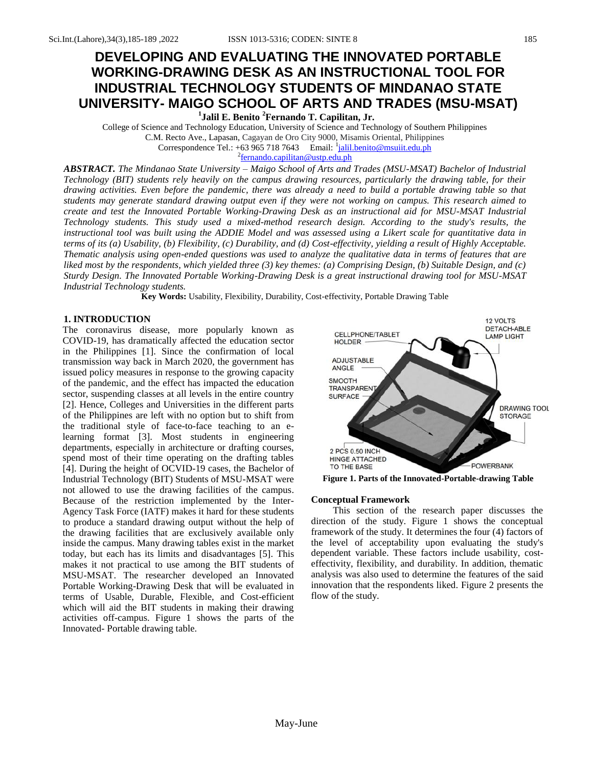# DEVELOPING AND EVALUATING THE INNOVATED PORTABLE WORKING-DRAWING DESK AS AN INSTRUCTIONAL TOOL FOR INDUSTRIAL TECHNOLOGY STUDENTS OF MINDANAO STATE UNIVERSITY- MAIGO SCHOOL OF ARTS AND TRADES (MSU-MSAT)

**[1]Jalil E. Benito [2]Fernando T. Capilitan, Jr.**

College of Science and Technology Education, University of Science and Technology of Southern Philippines
C.M. Recto Ave., Lapasan, Cagayan de Oro City 9000, Misamis Oriental, Philippines
Correspondence Tel.: +63 965 718 7643 Email: [1]jalil.benito@msuiit.edu.ph
[2]fernando.capilitan@ustp.edu.ph

***ABSTRACT.*** *The Mindanao State University – Maigo School of Arts and Trades (MSU-MSAT) Bachelor of Industrial Technology (BIT) students rely heavily on the campus drawing resources, particularly the drawing table, for their drawing activities. Even before the pandemic, there was already a need to build a portable drawing table so that students may generate standard drawing output even if they were not working on campus. This research aimed to create and test the Innovated Portable Working-Drawing Desk as an instructional aid for MSU-MSAT Industrial Technology students. This study used a mixed-method research design. According to the study's results, the instructional tool was built using the ADDIE Model and was assessed using a Likert scale for quantitative data in terms of its (a) Usability, (b) Flexibility, (c) Durability, and (d) Cost-effectivity, yielding a result of Highly Acceptable. Thematic analysis using open-ended questions was used to analyze the qualitative data in terms of features that are liked most by the respondents, which yielded three (3) key themes: (a) Comprising Design, (b) Suitable Design, and (c) Sturdy Design. The Innovated Portable Working-Drawing Desk is a great instructional drawing tool for MSU-MSAT Industrial Technology students.*

**Key Words:** Usability, Flexibility, Durability, Cost-effectivity, Portable Drawing Table

## 1. INTRODUCTION

The coronavirus disease, more popularly known as COVID-19, has dramatically affected the education sector in the Philippines [1]. Since the confirmation of local transmission way back in March 2020, the government has issued policy measures in response to the growing capacity of the pandemic, and the effect has impacted the education sector, suspending classes at all levels in the entire country [2]. Hence, Colleges and Universities in the different parts of the Philippines are left with no option but to shift from the traditional style of face-to-face teaching to an e-learning format [3]. Most students in engineering departments, especially in architecture or drafting courses, spend most of their time operating on the drafting tables [4]. During the height of OCVID-19 cases, the Bachelor of Industrial Technology (BIT) Students of MSU-MSAT were not allowed to use the drawing facilities of the campus. Because of the restriction implemented by the Inter-Agency Task Force (IATF) makes it hard for these students to produce a standard drawing output without the help of the drawing facilities that are exclusively available only inside the campus. Many drawing tables exist in the market today, but each has its limits and disadvantages [5]. This makes it not practical to use among the BIT students of MSU-MSAT. The researcher developed an Innovated Portable Working-Drawing Desk that will be evaluated in terms of Usable, Durable, Flexible, and Cost-efficient which will aid the BIT students in making their drawing activities off-campus. Figure 1 shows the parts of the Innovated- Portable drawing table.

CELLPHONE/TABLET HOLDER; 12 VOLTS DETACH-ABLE LAMP LIGHT; ADJUSTABLE ANGLE; SMOOTH TRANSPARENT SURFACE; DRAWING TOOL STORAGE; 2 PCS 0.50 INCH HINGE ATTACHED TO THE BASE; POWERBANK

**Figure 1. Parts of the Innovated-Portable-drawing Table**

### Conceptual Framework

This section of the research paper discusses the direction of the study. Figure 1 shows the conceptual framework of the study. It determines the four (4) factors of the level of acceptability upon evaluating the study's dependent variable. These factors include usability, cost-effectivity, flexibility, and durability. In addition, thematic analysis was also used to determine the features of the said innovation that the respondents liked. Figure 2 presents the flow of the study.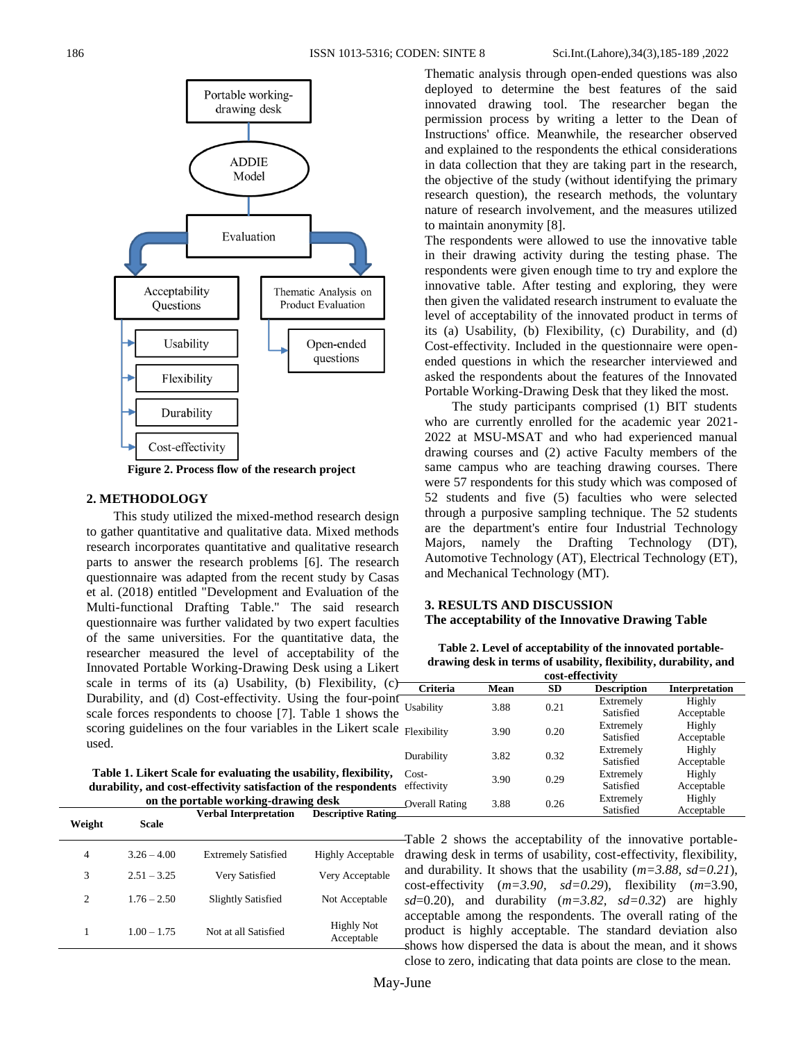Figure 2. Process flow of the research project

## 2. METHODOLOGY

This study utilized the mixed-method research design to gather quantitative and qualitative data. Mixed methods research incorporates quantitative and qualitative research parts to answer the research problems [6]. The research questionnaire was adapted from the recent study by Casas et al. (2018) entitled "Development and Evaluation of the Multi-functional Drafting Table." The said research questionnaire was further validated by two expert faculties of the same universities. For the quantitative data, the researcher measured the level of acceptability of the Innovated Portable Working-Drawing Desk using a Likert scale in terms of its (a) Usability, (b) Flexibility, (c) Durability, and (d) Cost-effectivity. Using the four-point scale forces respondents to choose [7]. Table 1 shows the scoring guidelines on the four variables in the Likert scale used.

**Table 1. Likert Scale for evaluating the usability, flexibility, durability, and cost-effectivity satisfaction of the respondents on the portable working-drawing desk**

| Weight | Scale | Verbal Interpretation | Descriptive Rating |
|---|---|---|---|
| 4 | 3.26 – 4.00 | Extremely Satisfied | Highly Acceptable |
| 3 | 2.51 – 3.25 | Very Satisfied | Very Acceptable |
| 2 | 1.76 – 2.50 | Slightly Satisfied | Not Acceptable |
| 1 | 1.00 – 1.75 | Not at all Satisfied | Highly Not Acceptable |

Thematic analysis through open-ended questions was also deployed to determine the best features of the said innovated drawing tool. The researcher began the permission process by writing a letter to the Dean of Instructions' office. Meanwhile, the researcher observed and explained to the respondents the ethical considerations in data collection that they are taking part in the research, the objective of the study (without identifying the primary research question), the research methods, the voluntary nature of research involvement, and the measures utilized to maintain anonymity [8].

The respondents were allowed to use the innovative table in their drawing activity during the testing phase. The respondents were given enough time to try and explore the innovative table. After testing and exploring, they were then given the validated research instrument to evaluate the level of acceptability of the innovated product in terms of its (a) Usability, (b) Flexibility, (c) Durability, and (d) Cost-effectivity. Included in the questionnaire were open-ended questions in which the researcher interviewed and asked the respondents about the features of the Innovated Portable Working-Drawing Desk that they liked the most.

The study participants comprised (1) BIT students who are currently enrolled for the academic year 2021-2022 at MSU-MSAT and who had experienced manual drawing courses and (2) active Faculty members of the same campus who are teaching drawing courses. There were 57 respondents for this study which was composed of 52 students and five (5) faculties who were selected through a purposive sampling technique. The 52 students are the department's entire four Industrial Technology Majors, namely the Drafting Technology (DT), Automotive Technology (AT), Electrical Technology (ET), and Mechanical Technology (MT).

## 3. RESULTS AND DISCUSSION

### The acceptability of the Innovative Drawing Table

**Table 2. Level of acceptability of the innovated portable-drawing desk in terms of usability, flexibility, durability, and cost-effectivity**

| Criteria | Mean | SD | Description | Interpretation |
|---|---|---|---|---|
| Usability | 3.88 | 0.21 | Extremely Satisfied | Highly Acceptable |
| Flexibility | 3.90 | 0.20 | Extremely Satisfied | Highly Acceptable |
| Durability | 3.82 | 0.32 | Extremely Satisfied | Highly Acceptable |
| Cost-effectivity | 3.90 | 0.29 | Extremely Satisfied | Highly Acceptable |
| Overall Rating | 3.88 | 0.26 | Extremely Satisfied | Highly Acceptable |

Table 2 shows the acceptability of the innovative portable-drawing desk in terms of usability, cost-effectivity, flexibility, and durability. It shows that the usability (*m=3.88, sd=0.21*), cost-effectivity (*m=3.90, sd=0.29*), flexibility (*m*=3.90, *sd*=0.20), and durability (*m=3.82, sd=0.32*) are highly acceptable among the respondents. The overall rating of the product is highly acceptable. The standard deviation also shows how dispersed the data is about the mean, and it shows close to zero, indicating that data points are close to the mean.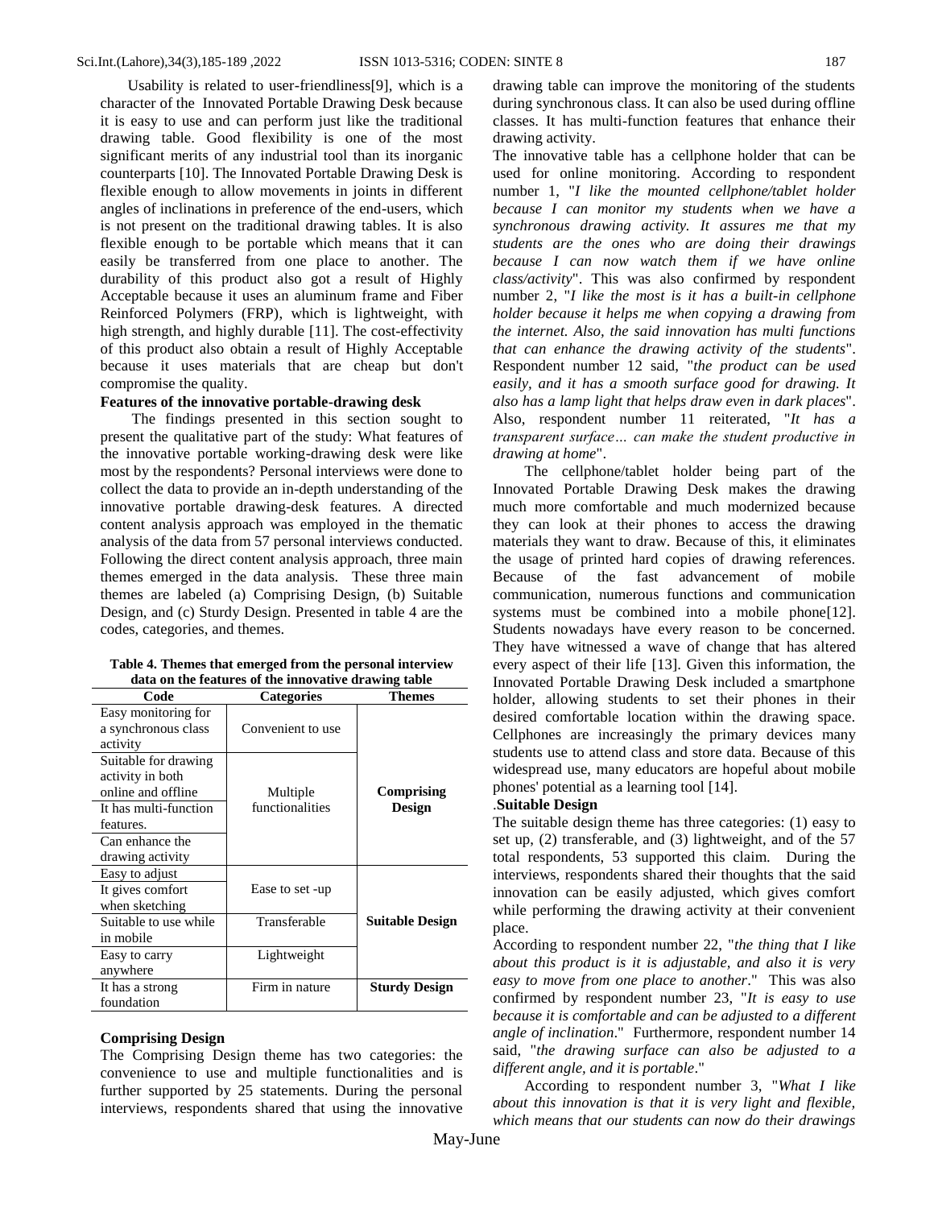Usability is related to user-friendliness[9], which is a character of the Innovated Portable Drawing Desk because it is easy to use and can perform just like the traditional drawing table. Good flexibility is one of the most significant merits of any industrial tool than its inorganic counterparts [10]. The Innovated Portable Drawing Desk is flexible enough to allow movements in joints in different angles of inclinations in preference of the end-users, which is not present on the traditional drawing tables. It is also flexible enough to be portable which means that it can easily be transferred from one place to another. The durability of this product also got a result of Highly Acceptable because it uses an aluminum frame and Fiber Reinforced Polymers (FRP), which is lightweight, with high strength, and highly durable [11]. The cost-effectivity of this product also obtain a result of Highly Acceptable because it uses materials that are cheap but don't compromise the quality.

**Features of the innovative portable-drawing desk**

The findings presented in this section sought to present the qualitative part of the study: What features of the innovative portable working-drawing desk were like most by the respondents? Personal interviews were done to collect the data to provide an in-depth understanding of the innovative portable drawing-desk features. A directed content analysis approach was employed in the thematic analysis of the data from 57 personal interviews conducted. Following the direct content analysis approach, three main themes emerged in the data analysis. These three main themes are labeled (a) Comprising Design, (b) Suitable Design, and (c) Sturdy Design. Presented in table 4 are the codes, categories, and themes.

**Table 4. Themes that emerged from the personal interview data on the features of the innovative drawing table**

| Code | Categories | Themes |
|---|---|---|
| Easy monitoring for a synchronous class activity | Convenient to use | **Comprising Design** |
| Suitable for drawing activity in both online and offline | Multiple functionalities | |
| It has multi-function features. | | |
| Can enhance the drawing activity | | |
| Easy to adjust | Ease to set -up | **Suitable Design** |
| It gives comfort when sketching | | |
| Suitable to use while in mobile | Transferable | |
| Easy to carry anywhere | Lightweight | |
| It has a strong foundation | Firm in nature | **Sturdy Design** |

**Comprising Design**

The Comprising Design theme has two categories: the convenience to use and multiple functionalities and is further supported by 25 statements. During the personal interviews, respondents shared that using the innovative drawing table can improve the monitoring of the students during synchronous class. It can also be used during offline classes. It has multi-function features that enhance their drawing activity.

The innovative table has a cellphone holder that can be used for online monitoring. According to respondent number 1, "*I like the mounted cellphone/tablet holder because I can monitor my students when we have a synchronous drawing activity. It assures me that my students are the ones who are doing their drawings because I can now watch them if we have online class/activity*". This was also confirmed by respondent number 2, "*I like the most is it has a built-in cellphone holder because it helps me when copying a drawing from the internet. Also, the said innovation has multi functions that can enhance the drawing activity of the students*". Respondent number 12 said, "*the product can be used easily, and it has a smooth surface good for drawing. It also has a lamp light that helps draw even in dark places*". Also, respondent number 11 reiterated, "*It has a transparent surface… can make the student productive in drawing at home*".

The cellphone/tablet holder being part of the Innovated Portable Drawing Desk makes the drawing much more comfortable and much modernized because they can look at their phones to access the drawing materials they want to draw. Because of this, it eliminates the usage of printed hard copies of drawing references. Because of the fast advancement of mobile communication, numerous functions and communication systems must be combined into a mobile phone[12]. Students nowadays have every reason to be concerned. They have witnessed a wave of change that has altered every aspect of their life [13]. Given this information, the Innovated Portable Drawing Desk included a smartphone holder, allowing students to set their phones in their desired comfortable location within the drawing space. Cellphones are increasingly the primary devices many students use to attend class and store data. Because of this widespread use, many educators are hopeful about mobile phones' potential as a learning tool [14].

**Suitable Design**

The suitable design theme has three categories: (1) easy to set up, (2) transferable, and (3) lightweight, and of the 57 total respondents, 53 supported this claim. During the interviews, respondents shared their thoughts that the said innovation can be easily adjusted, which gives comfort while performing the drawing activity at their convenient place.

According to respondent number 22, "*the thing that I like about this product is it is adjustable, and also it is very easy to move from one place to another*." This was also confirmed by respondent number 23, "*It is easy to use because it is comfortable and can be adjusted to a different angle of inclination*." Furthermore, respondent number 14 said, "*the drawing surface can also be adjusted to a different angle, and it is portable*."

According to respondent number 3, "*What I like about this innovation is that it is very light and flexible, which means that our students can now do their drawings*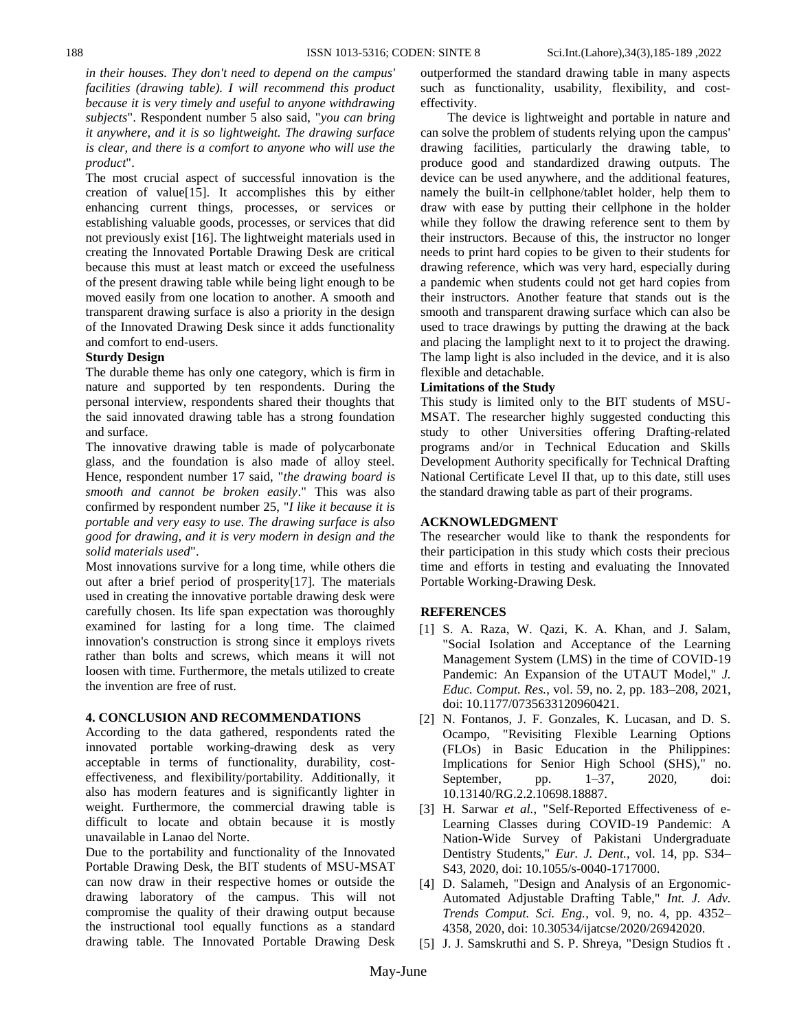*in their houses. They don't need to depend on the campus' facilities (drawing table). I will recommend this product because it is very timely and useful to anyone withdrawing subjects*". Respondent number 5 also said, "*you can bring it anywhere, and it is so lightweight. The drawing surface is clear, and there is a comfort to anyone who will use the product*".

The most crucial aspect of successful innovation is the creation of value[15]. It accomplishes this by either enhancing current things, processes, or services or establishing valuable goods, processes, or services that did not previously exist [16]. The lightweight materials used in creating the Innovated Portable Drawing Desk are critical because this must at least match or exceed the usefulness of the present drawing table while being light enough to be moved easily from one location to another. A smooth and transparent drawing surface is also a priority in the design of the Innovated Drawing Desk since it adds functionality and comfort to end-users.

**Sturdy Design**

The durable theme has only one category, which is firm in nature and supported by ten respondents. During the personal interview, respondents shared their thoughts that the said innovated drawing table has a strong foundation and surface.

The innovative drawing table is made of polycarbonate glass, and the foundation is also made of alloy steel. Hence, respondent number 17 said, "*the drawing board is smooth and cannot be broken easily*." This was also confirmed by respondent number 25, "*I like it because it is portable and very easy to use. The drawing surface is also good for drawing, and it is very modern in design and the solid materials used*".

Most innovations survive for a long time, while others die out after a brief period of prosperity[17]. The materials used in creating the innovative portable drawing desk were carefully chosen. Its life span expectation was thoroughly examined for lasting for a long time. The claimed innovation's construction is strong since it employs rivets rather than bolts and screws, which means it will not loosen with time. Furthermore, the metals utilized to create the invention are free of rust.

## 4. CONCLUSION AND RECOMMENDATIONS

According to the data gathered, respondents rated the innovated portable working-drawing desk as very acceptable in terms of functionality, durability, cost-effectiveness, and flexibility/portability. Additionally, it also has modern features and is significantly lighter in weight. Furthermore, the commercial drawing table is difficult to locate and obtain because it is mostly unavailable in Lanao del Norte.

Due to the portability and functionality of the Innovated Portable Drawing Desk, the BIT students of MSU-MSAT can now draw in their respective homes or outside the drawing laboratory of the campus. This will not compromise the quality of their drawing output because the instructional tool equally functions as a standard drawing table. The Innovated Portable Drawing Desk outperformed the standard drawing table in many aspects such as functionality, usability, flexibility, and cost-effectivity.

The device is lightweight and portable in nature and can solve the problem of students relying upon the campus' drawing facilities, particularly the drawing table, to produce good and standardized drawing outputs. The device can be used anywhere, and the additional features, namely the built-in cellphone/tablet holder, help them to draw with ease by putting their cellphone in the holder while they follow the drawing reference sent to them by their instructors. Because of this, the instructor no longer needs to print hard copies to be given to their students for drawing reference, which was very hard, especially during a pandemic when students could not get hard copies from their instructors. Another feature that stands out is the smooth and transparent drawing surface which can also be used to trace drawings by putting the drawing at the back and placing the lamplight next to it to project the drawing. The lamp light is also included in the device, and it is also flexible and detachable.

**Limitations of the Study**

This study is limited only to the BIT students of MSU-MSAT. The researcher highly suggested conducting this study to other Universities offering Drafting-related programs and/or in Technical Education and Skills Development Authority specifically for Technical Drafting National Certificate Level II that, up to this date, still uses the standard drawing table as part of their programs.

## ACKNOWLEDGMENT

The researcher would like to thank the respondents for their participation in this study which costs their precious time and efforts in testing and evaluating the Innovated Portable Working-Drawing Desk.

## REFERENCES

[1] S. A. Raza, W. Qazi, K. A. Khan, and J. Salam, "Social Isolation and Acceptance of the Learning Management System (LMS) in the time of COVID-19 Pandemic: An Expansion of the UTAUT Model," *J. Educ. Comput. Res.*, vol. 59, no. 2, pp. 183–208, 2021, doi: 10.1177/0735633120960421.

[2] N. Fontanos, J. F. Gonzales, K. Lucasan, and D. S. Ocampo, "Revisiting Flexible Learning Options (FLOs) in Basic Education in the Philippines: Implications for Senior High School (SHS)," no. September, pp. 1–37, 2020, doi: 10.13140/RG.2.2.10698.18887.

[3] H. Sarwar *et al.*, "Self-Reported Effectiveness of e-Learning Classes during COVID-19 Pandemic: A Nation-Wide Survey of Pakistani Undergraduate Dentistry Students," *Eur. J. Dent.*, vol. 14, pp. S34–S43, 2020, doi: 10.1055/s-0040-1717000.

[4] D. Salameh, "Design and Analysis of an Ergonomic-Automated Adjustable Drafting Table," *Int. J. Adv. Trends Comput. Sci. Eng.*, vol. 9, no. 4, pp. 4352–4358, 2020, doi: 10.30534/ijatcse/2020/26942020.

[5] J. J. Samskruthi and S. P. Shreya, "Design Studios ft .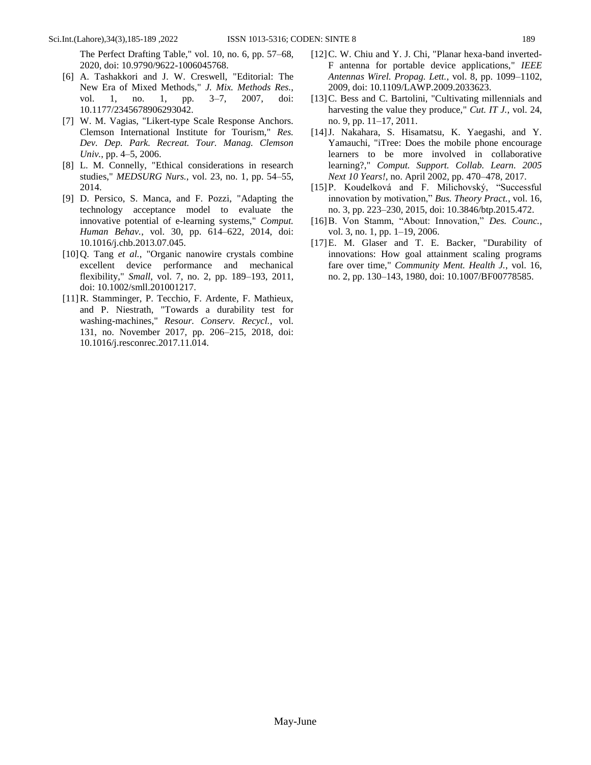The Perfect Drafting Table," vol. 10, no. 6, pp. 57–68, 2020, doi: 10.9790/9622-1006045768.

[6] A. Tashakkori and J. W. Creswell, "Editorial: The New Era of Mixed Methods," *J. Mix. Methods Res.*, vol. 1, no. 1, pp. 3–7, 2007, doi: 10.1177/2345678906293042.

[7] W. M. Vagias, "Likert-type Scale Response Anchors. Clemson International Institute for Tourism," *Res. Dev. Dep. Park. Recreat. Tour. Manag. Clemson Univ.*, pp. 4–5, 2006.

[8] L. M. Connelly, "Ethical considerations in research studies," *MEDSURG Nurs.*, vol. 23, no. 1, pp. 54–55, 2014.

[9] D. Persico, S. Manca, and F. Pozzi, "Adapting the technology acceptance model to evaluate the innovative potential of e-learning systems," *Comput. Human Behav.*, vol. 30, pp. 614–622, 2014, doi: 10.1016/j.chb.2013.07.045.

[10] Q. Tang *et al.*, "Organic nanowire crystals combine excellent device performance and mechanical flexibility," *Small*, vol. 7, no. 2, pp. 189–193, 2011, doi: 10.1002/smll.201001217.

[11] R. Stamminger, P. Tecchio, F. Ardente, F. Mathieux, and P. Niestrath, "Towards a durability test for washing-machines," *Resour. Conserv. Recycl.*, vol. 131, no. November 2017, pp. 206–215, 2018, doi: 10.1016/j.resconrec.2017.11.014.

[12] C. W. Chiu and Y. J. Chi, "Planar hexa-band inverted-F antenna for portable device applications," *IEEE Antennas Wirel. Propag. Lett.*, vol. 8, pp. 1099–1102, 2009, doi: 10.1109/LAWP.2009.2033623.

[13] C. Bess and C. Bartolini, "Cultivating millennials and harvesting the value they produce," *Cut. IT J.*, vol. 24, no. 9, pp. 11–17, 2011.

[14] J. Nakahara, S. Hisamatsu, K. Yaegashi, and Y. Yamauchi, "iTree: Does the mobile phone encourage learners to be more involved in collaborative learning?," *Comput. Support. Collab. Learn. 2005 Next 10 Years!*, no. April 2002, pp. 470–478, 2017.

[15] P. Koudelková and F. Milichovský, "Successful innovation by motivation," *Bus. Theory Pract.*, vol. 16, no. 3, pp. 223–230, 2015, doi: 10.3846/btp.2015.472.

[16] B. Von Stamm, "About: Innovation," *Des. Counc.*, vol. 3, no. 1, pp. 1–19, 2006.

[17] E. M. Glaser and T. E. Backer, "Durability of innovations: How goal attainment scaling programs fare over time," *Community Ment. Health J.*, vol. 16, no. 2, pp. 130–143, 1980, doi: 10.1007/BF00778585.